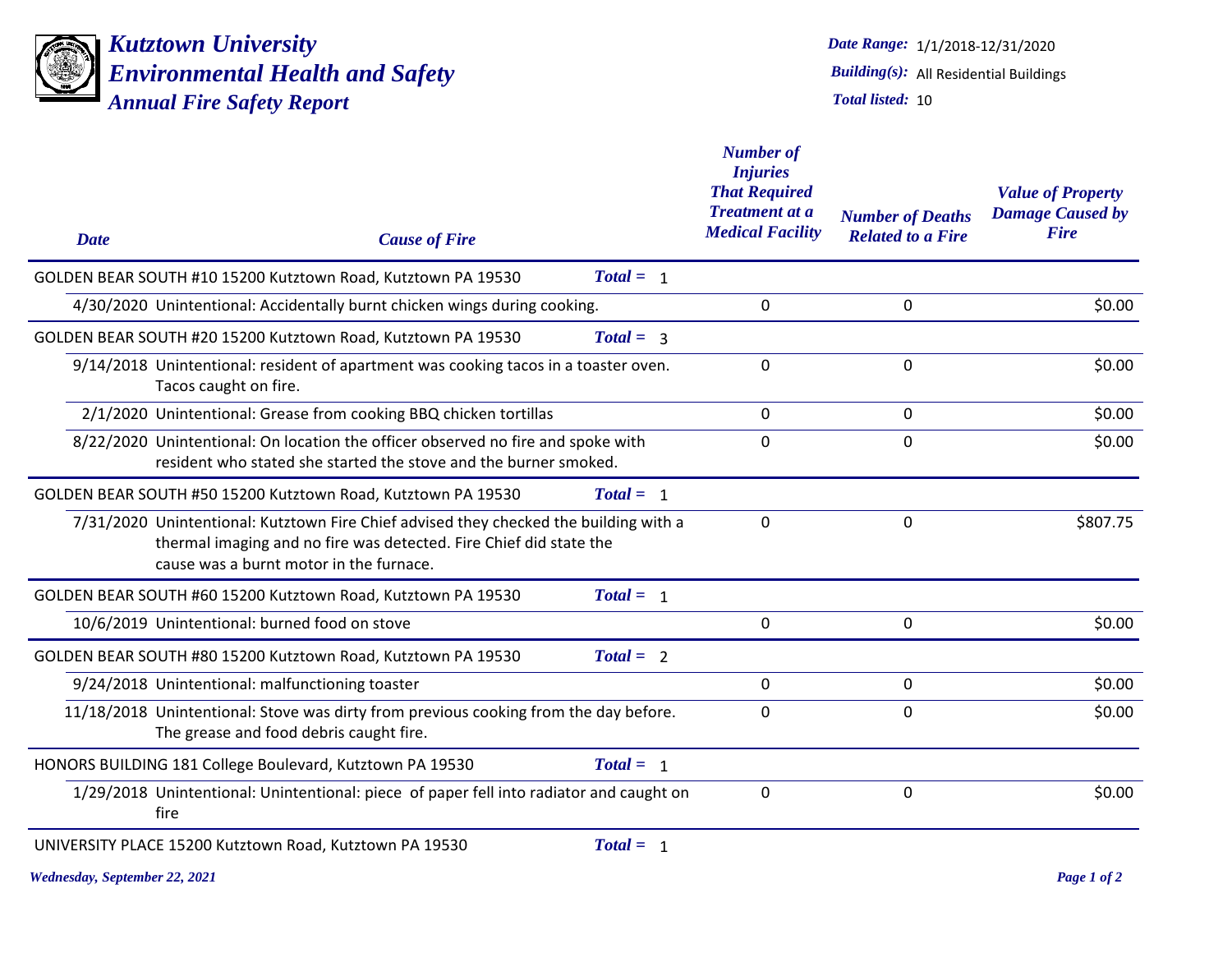# Kutztown University
## Environmental Health and Safety
### Annual Fire Safety Report

**Date Range:** 1/1/2018-12/31/2020
**Building(s):** All Residential Buildings
**Total listed:** 10

| Date | Cause of Fire | Number of Injuries That Required Treatment at a Medical Facility | Number of Deaths Related to a Fire | Value of Property Damage Caused by Fire |
|---|---|---|---|---|
| **GOLDEN BEAR SOUTH #10 15200 Kutztown Road, Kutztown PA 19530** | ***Total =*** 1 | | | |
| 4/30/2020 | Unintentional: Accidentally burnt chicken wings during cooking. | 0 | 0 | $0.00 |
| **GOLDEN BEAR SOUTH #20 15200 Kutztown Road, Kutztown PA 19530** | ***Total =*** 3 | | | |
| 9/14/2018 | Unintentional: resident of apartment was cooking tacos in a toaster oven. Tacos caught on fire. | 0 | 0 | $0.00 |
| 2/1/2020 | Unintentional: Grease from cooking BBQ chicken tortillas | 0 | 0 | $0.00 |
| 8/22/2020 | Unintentional: On location the officer observed no fire and spoke with resident who stated she started the stove and the burner smoked. | 0 | 0 | $0.00 |
| **GOLDEN BEAR SOUTH #50 15200 Kutztown Road, Kutztown PA 19530** | ***Total =*** 1 | | | |
| 7/31/2020 | Unintentional: Kutztown Fire Chief advised they checked the building with a thermal imaging and no fire was detected. Fire Chief did state the cause was a burnt motor in the furnace. | 0 | 0 | $807.75 |
| **GOLDEN BEAR SOUTH #60 15200 Kutztown Road, Kutztown PA 19530** | ***Total =*** 1 | | | |
| 10/6/2019 | Unintentional: burned food on stove | 0 | 0 | $0.00 |
| **GOLDEN BEAR SOUTH #80 15200 Kutztown Road, Kutztown PA 19530** | ***Total =*** 2 | | | |
| 9/24/2018 | Unintentional: malfunctioning toaster | 0 | 0 | $0.00 |
| 11/18/2018 | Unintentional: Stove was dirty from previous cooking from the day before. The grease and food debris caught fire. | 0 | 0 | $0.00 |
| **HONORS BUILDING 181 College Boulevard, Kutztown PA 19530** | ***Total =*** 1 | | | |
| 1/29/2018 | Unintentional: Unintentional: piece of paper fell into radiator and caught on fire | 0 | 0 | $0.00 |
| **UNIVERSITY PLACE 15200 Kutztown Road, Kutztown PA 19530** | ***Total =*** 1 | | | |

*Wednesday, September 22, 2021*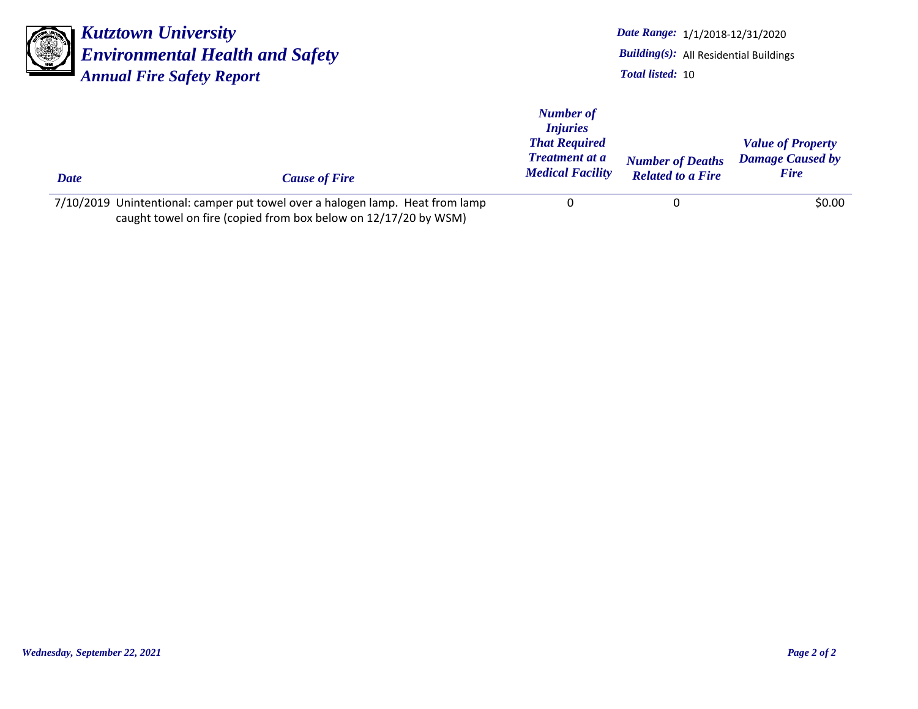# Kutztown University
## Environmental Health and Safety
### Annual Fire Safety Report

**Date Range:** 1/1/2018-12/31/2020
**Building(s):** All Residential Buildings
**Total listed:** 10

| Date | Cause of Fire | Number of Injuries That Required Treatment at a Medical Facility | Number of Deaths Related to a Fire | Value of Property Damage Caused by Fire |
|---|---|---|---|---|
| 7/10/2019 | Unintentional: camper put towel over a halogen lamp. Heat from lamp caught towel on fire (copied from box below on 12/17/20 by WSM) | 0 | 0 | $0.00 |

*Wednesday, September 22, 2021*